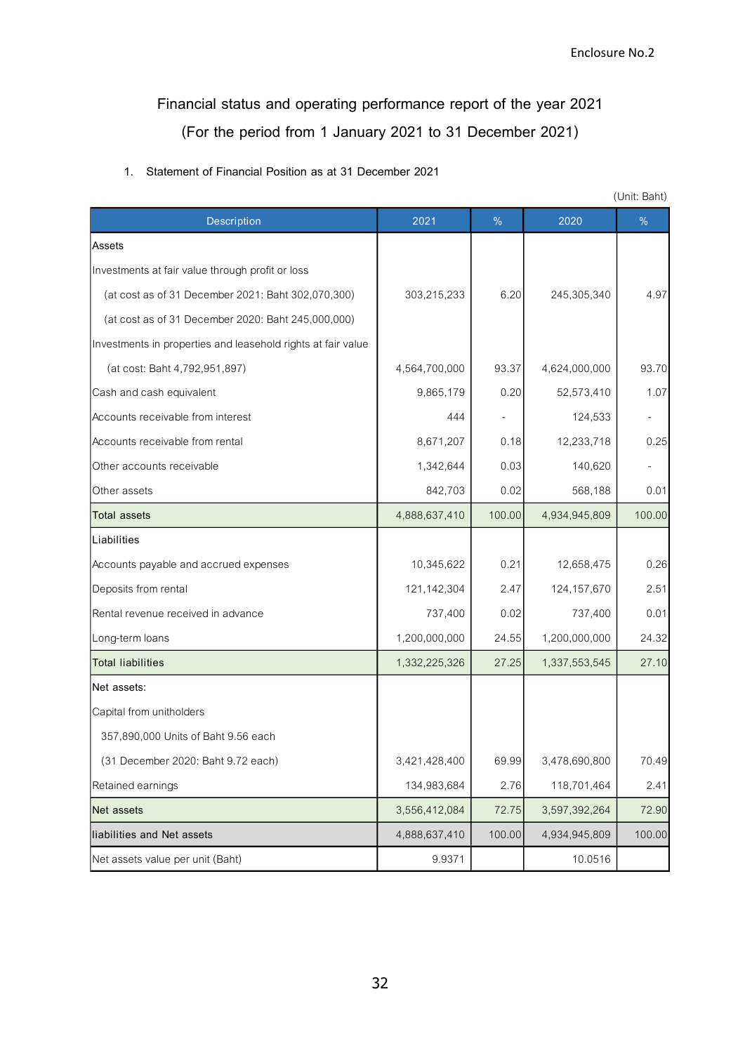Enclosure No.2

# Financial status and operating performance report of the year 2021

## (For the period from 1 January 2021 to 31 December 2021)

1. Statement of Financial Position as at 31 December 2021

(Unit: Baht)

| Description | 2021 | % | 2020 | % |
|---|---|---|---|---|
| Assets | | | | |
| Investments at fair value through profit or loss | | | | |
| (at cost as of 31 December 2021: Baht 302,070,300) | 303,215,233 | 6.20 | 245,305,340 | 4.97 |
| (at cost as of 31 December 2020: Baht 245,000,000) | | | | |
| Investments in properties and leasehold rights at fair value | | | | |
| (at cost: Baht 4,792,951,897) | 4,564,700,000 | 93.37 | 4,624,000,000 | 93.70 |
| Cash and cash equivalent | 9,865,179 | 0.20 | 52,573,410 | 1.07 |
| Accounts receivable from interest | 444 | - | 124,533 | - |
| Accounts receivable from rental | 8,671,207 | 0.18 | 12,233,718 | 0.25 |
| Other accounts receivable | 1,342,644 | 0.03 | 140,620 | - |
| Other assets | 842,703 | 0.02 | 568,188 | 0.01 |
| Total assets | 4,888,637,410 | 100.00 | 4,934,945,809 | 100.00 |
| Liabilities | | | | |
| Accounts payable and accrued expenses | 10,345,622 | 0.21 | 12,658,475 | 0.26 |
| Deposits from rental | 121,142,304 | 2.47 | 124,157,670 | 2.51 |
| Rental revenue received in advance | 737,400 | 0.02 | 737,400 | 0.01 |
| Long-term loans | 1,200,000,000 | 24.55 | 1,200,000,000 | 24.32 |
| Total liabilities | 1,332,225,326 | 27.25 | 1,337,553,545 | 27.10 |
| Net assets: | | | | |
| Capital from unitholders | | | | |
| 357,890,000 Units of Baht 9.56 each | | | | |
| (31 December 2020: Baht 9.72 each) | 3,421,428,400 | 69.99 | 3,478,690,800 | 70.49 |
| Retained earnings | 134,983,684 | 2.76 | 118,701,464 | 2.41 |
| Net assets | 3,556,412,084 | 72.75 | 3,597,392,264 | 72.90 |
| liabilities and Net assets | 4,888,637,410 | 100.00 | 4,934,945,809 | 100.00 |
| Net assets value per unit (Baht) | 9.9371 | | 10.0516 | |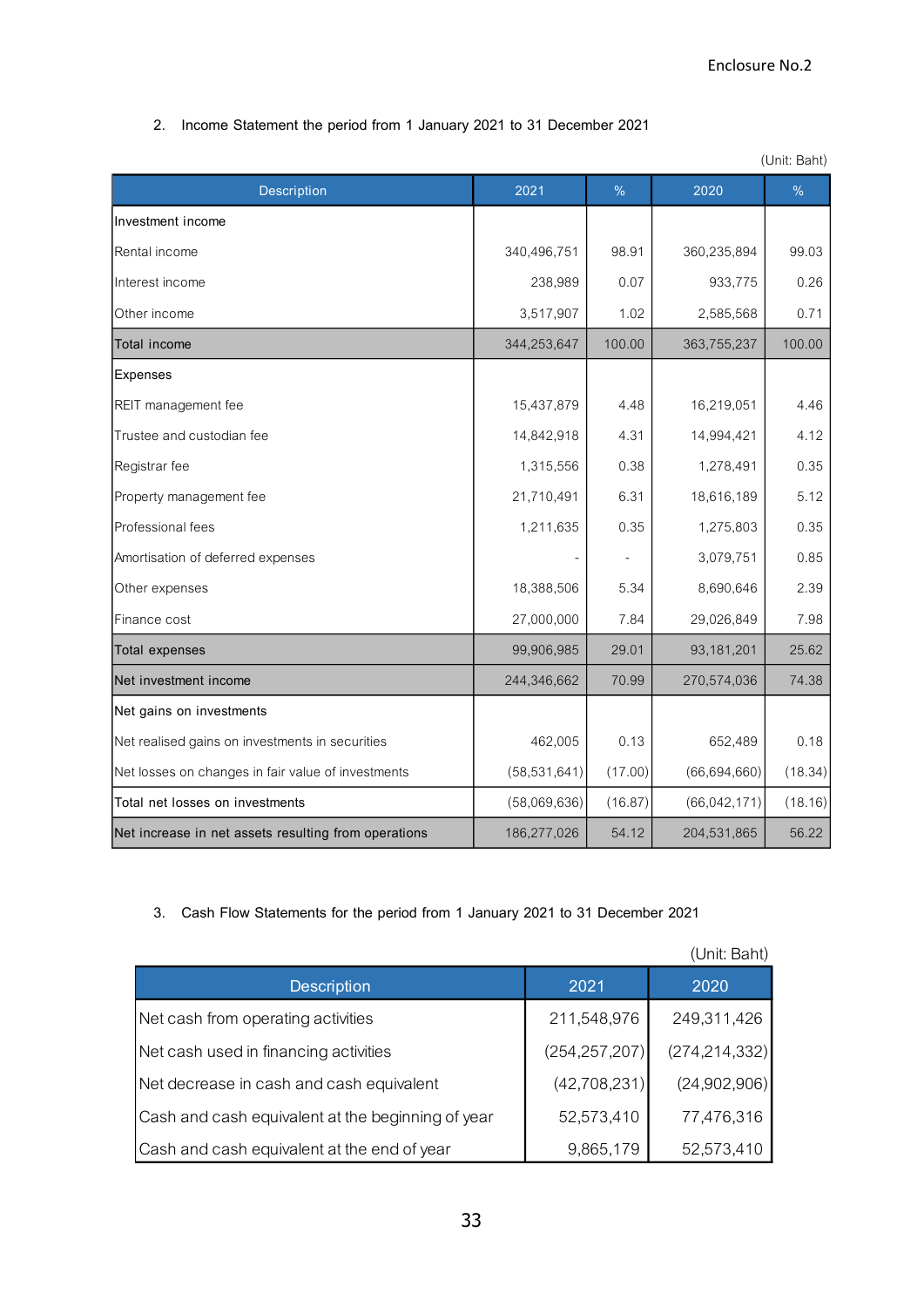Enclosure No.2

2. Income Statement the period from 1 January 2021 to 31 December 2021

(Unit: Baht)

| Description | 2021 | % | 2020 | % |
|---|---|---|---|---|
| Investment income | | | | |
| Rental income | 340,496,751 | 98.91 | 360,235,894 | 99.03 |
| Interest income | 238,989 | 0.07 | 933,775 | 0.26 |
| Other income | 3,517,907 | 1.02 | 2,585,568 | 0.71 |
| Total income | 344,253,647 | 100.00 | 363,755,237 | 100.00 |
| Expenses | | | | |
| REIT management fee | 15,437,879 | 4.48 | 16,219,051 | 4.46 |
| Trustee and custodian fee | 14,842,918 | 4.31 | 14,994,421 | 4.12 |
| Registrar fee | 1,315,556 | 0.38 | 1,278,491 | 0.35 |
| Property management fee | 21,710,491 | 6.31 | 18,616,189 | 5.12 |
| Professional fees | 1,211,635 | 0.35 | 1,275,803 | 0.35 |
| Amortisation of deferred expenses | - | - | 3,079,751 | 0.85 |
| Other expenses | 18,388,506 | 5.34 | 8,690,646 | 2.39 |
| Finance cost | 27,000,000 | 7.84 | 29,026,849 | 7.98 |
| Total expenses | 99,906,985 | 29.01 | 93,181,201 | 25.62 |
| Net investment income | 244,346,662 | 70.99 | 270,574,036 | 74.38 |
| Net gains on investments | | | | |
| Net realised gains on investments in securities | 462,005 | 0.13 | 652,489 | 0.18 |
| Net losses on changes in fair value of investments | (58,531,641) | (17.00) | (66,694,660) | (18.34) |
| Total net losses on investments | (58,069,636) | (16.87) | (66,042,171) | (18.16) |
| Net increase in net assets resulting from operations | 186,277,026 | 54.12 | 204,531,865 | 56.22 |

3. Cash Flow Statements for the period from 1 January 2021 to 31 December 2021

(Unit: Baht)

| Description | 2021 | 2020 |
|---|---|---|
| Net cash from operating activities | 211,548,976 | 249,311,426 |
| Net cash used in financing activities | (254,257,207) | (274,214,332) |
| Net decrease in cash and cash equivalent | (42,708,231) | (24,902,906) |
| Cash and cash equivalent at the beginning of year | 52,573,410 | 77,476,316 |
| Cash and cash equivalent at the end of year | 9,865,179 | 52,573,410 |